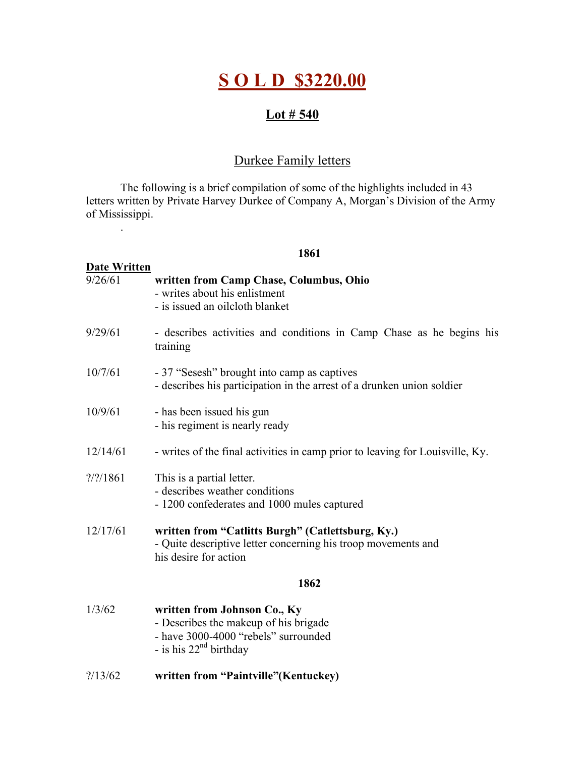# S O L D $3220.00

## Lot # 540

### Durkee Family letters

The following is a brief compilation of some of the highlights included in 43 letters written by Private Harvey Durkee of Company A, Morgan's Division of the Army of Mississippi.

.

**1861**

| **Date Written** | |
|---|---|
| 9/26/61 | **written from Camp Chase, Columbus, Ohio**<br>- writes about his enlistment<br>- is issued an oilcloth blanket |
| 9/29/61 | - describes activities and conditions in Camp Chase as he begins his training |
| 10/7/61 | - 37 "Sesesh" brought into camp as captives<br>- describes his participation in the arrest of a drunken union soldier |
| 10/9/61 | - has been issued his gun<br>- his regiment is nearly ready |
| 12/14/61 | - writes of the final activities in camp prior to leaving for Louisville, Ky. |
| ?/?/1861 | This is a partial letter.<br>- describes weather conditions<br>- 1200 confederates and 1000 mules captured |
| 12/17/61 | **written from "Catlitts Burgh" (Catlettsburg, Ky.)**<br>- Quite descriptive letter concerning his troop movements and his desire for action |

**1862**

| | |
|---|---|
| 1/3/62 | **written from Johnson Co., Ky**<br>- Describes the makeup of his brigade<br>- have 3000-4000 "rebels" surrounded<br>- is his 22nd birthday |
| ?/13/62 | **written from "Paintville"(Kentuckey)** |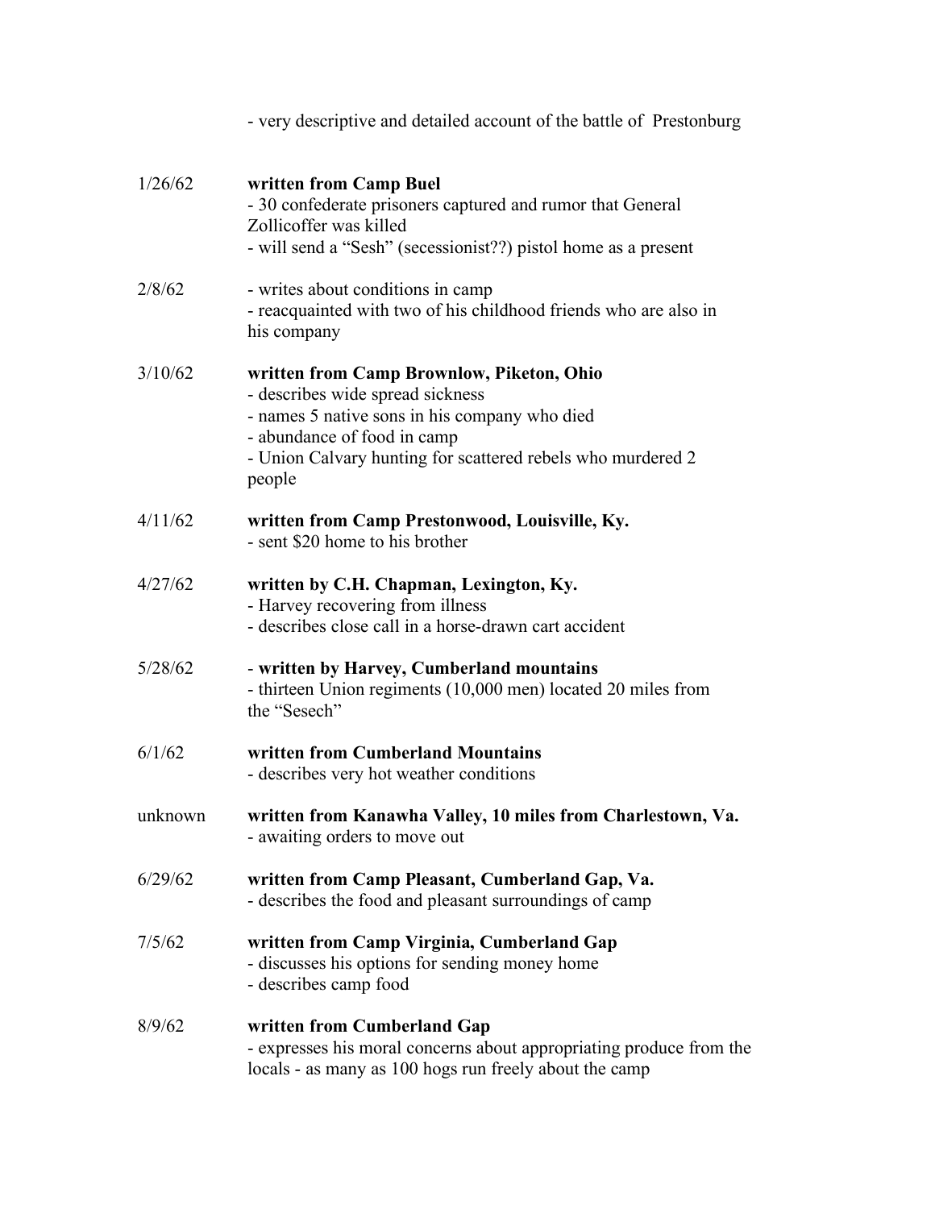- very descriptive and detailed account of the battle of Prestonburg

| | |
|---|---|
| 1/26/62 | **written from Camp Buel**<br>- 30 confederate prisoners captured and rumor that General Zollicoffer was killed<br>- will send a "Sesh" (secessionist??) pistol home as a present |
| 2/8/62 | - writes about conditions in camp<br>- reacquainted with two of his childhood friends who are also in his company |
| 3/10/62 | **written from Camp Brownlow, Piketon, Ohio**<br>- describes wide spread sickness<br>- names 5 native sons in his company who died<br>- abundance of food in camp<br>- Union Calvary hunting for scattered rebels who murdered 2 people |
| 4/11/62 | **written from Camp Prestonwood, Louisville, Ky.**<br>- sent $20 home to his brother |
| 4/27/62 | **written by C.H. Chapman, Lexington, Ky.**<br>- Harvey recovering from illness<br>- describes close call in a horse-drawn cart accident |
| 5/28/62 | - **written by Harvey, Cumberland mountains**<br>- thirteen Union regiments (10,000 men) located 20 miles from the "Sesech" |
| 6/1/62 | **written from Cumberland Mountains**<br>- describes very hot weather conditions |
| unknown | **written from Kanawha Valley, 10 miles from Charlestown, Va.**<br>- awaiting orders to move out |
| 6/29/62 | **written from Camp Pleasant, Cumberland Gap, Va.**<br>- describes the food and pleasant surroundings of camp |
| 7/5/62 | **written from Camp Virginia, Cumberland Gap**<br>- discusses his options for sending money home<br>- describes camp food |
| 8/9/62 | **written from Cumberland Gap**<br>- expresses his moral concerns about appropriating produce from the locals - as many as 100 hogs run freely about the camp |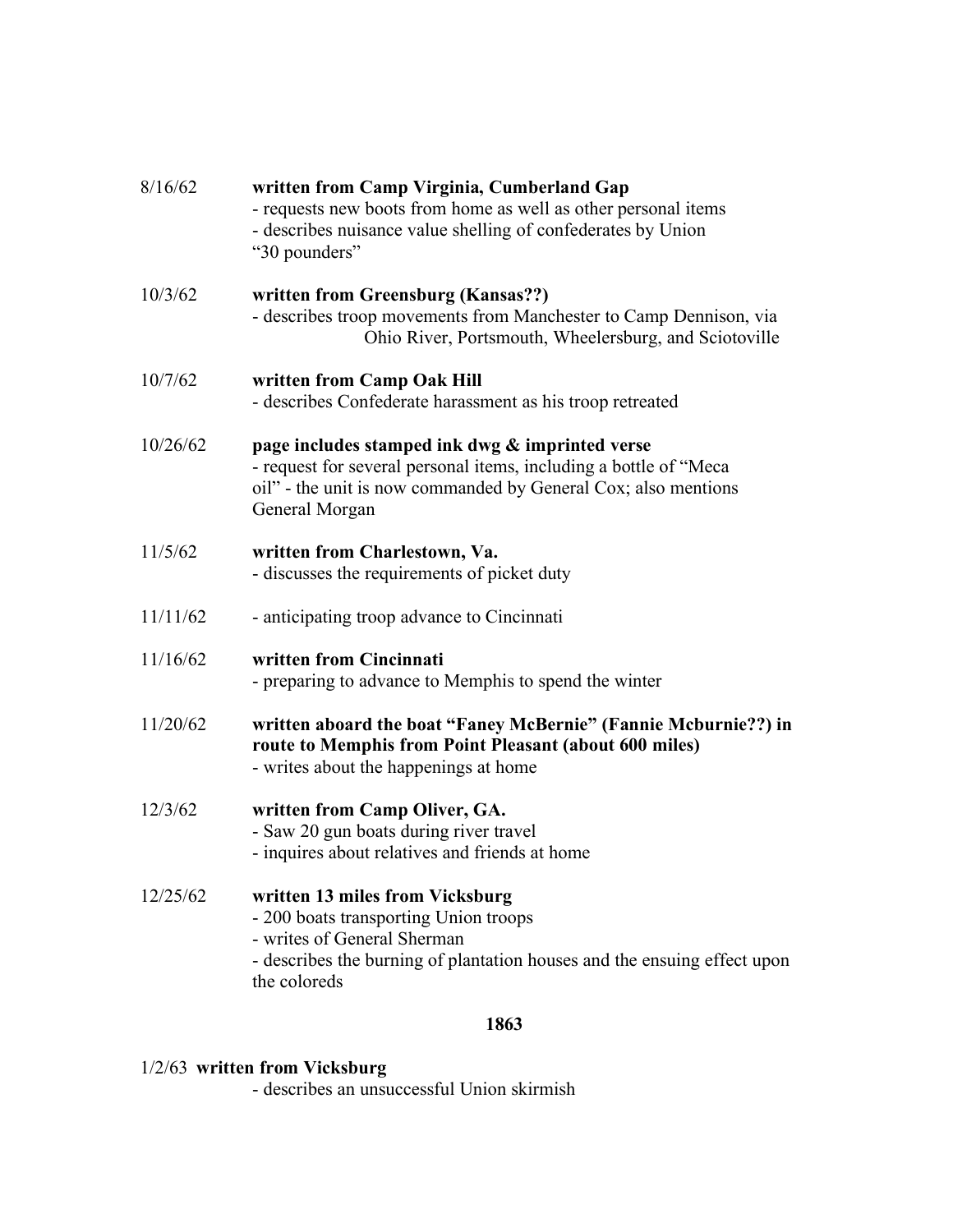8/16/62 **written from Camp Virginia, Cumberland Gap**
- requests new boots from home as well as other personal items
- describes nuisance value shelling of confederates by Union "30 pounders"

10/3/62 **written from Greensburg (Kansas??)**
- describes troop movements from Manchester to Camp Dennison, via Ohio River, Portsmouth, Wheelersburg, and Sciotoville

10/7/62 **written from Camp Oak Hill**
- describes Confederate harassment as his troop retreated

10/26/62 **page includes stamped ink dwg & imprinted verse**
- request for several personal items, including a bottle of "Meca oil" - the unit is now commanded by General Cox; also mentions General Morgan

11/5/62 **written from Charlestown, Va.**
- discusses the requirements of picket duty

11/11/62
- anticipating troop advance to Cincinnati

11/16/62 **written from Cincinnati**
- preparing to advance to Memphis to spend the winter

11/20/62 **written aboard the boat "Faney McBernie" (Fannie Mcburnie??) in route to Memphis from Point Pleasant (about 600 miles)**
- writes about the happenings at home

12/3/62 **written from Camp Oliver, GA.**
- Saw 20 gun boats during river travel
- inquires about relatives and friends at home

12/25/62 **written 13 miles from Vicksburg**
- 200 boats transporting Union troops
- writes of General Sherman
- describes the burning of plantation houses and the ensuing effect upon the coloreds

## 1863

1/2/63 **written from Vicksburg**
- describes an unsuccessful Union skirmish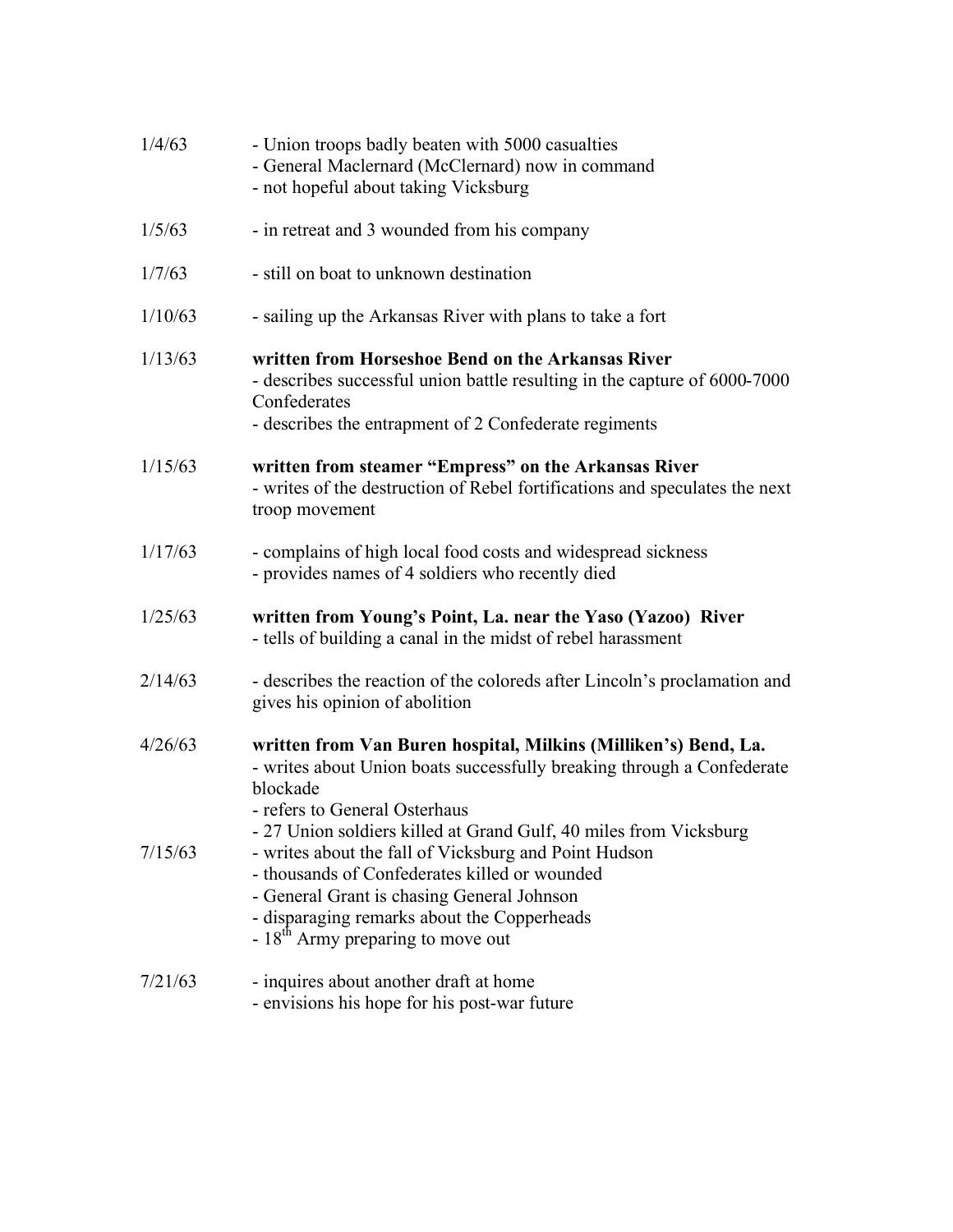| | |
|---|---|
| 1/4/63 | - Union troops badly beaten with 5000 casualties<br>- General Maclernard (McClernard) now in command<br>- not hopeful about taking Vicksburg |
| 1/5/63 | - in retreat and 3 wounded from his company |
| 1/7/63 | - still on boat to unknown destination |
| 1/10/63 | - sailing up the Arkansas River with plans to take a fort |
| 1/13/63 | **written from Horseshoe Bend on the Arkansas River**<br>- describes successful union battle resulting in the capture of 6000-7000 Confederates<br>- describes the entrapment of 2 Confederate regiments |
| 1/15/63 | **written from steamer "Empress" on the Arkansas River**<br>- writes of the destruction of Rebel fortifications and speculates the next troop movement |
| 1/17/63 | - complains of high local food costs and widespread sickness<br>- provides names of 4 soldiers who recently died |
| 1/25/63 | **written from Young's Point, La. near the Yaso (Yazoo) River**<br>- tells of building a canal in the midst of rebel harassment |
| 2/14/63 | - describes the reaction of the coloreds after Lincoln's proclamation and gives his opinion of abolition |
| 4/26/63 | **written from Van Buren hospital, Milkins (Milliken's) Bend, La.**<br>- writes about Union boats successfully breaking through a Confederate blockade<br>- refers to General Osterhaus<br>- 27 Union soldiers killed at Grand Gulf, 40 miles from Vicksburg |
| 7/15/63 | - writes about the fall of Vicksburg and Point Hudson<br>- thousands of Confederates killed or wounded<br>- General Grant is chasing General Johnson<br>- disparaging remarks about the Copperheads<br>- 18th Army preparing to move out |
| 7/21/63 | - inquires about another draft at home<br>- envisions his hope for his post-war future |